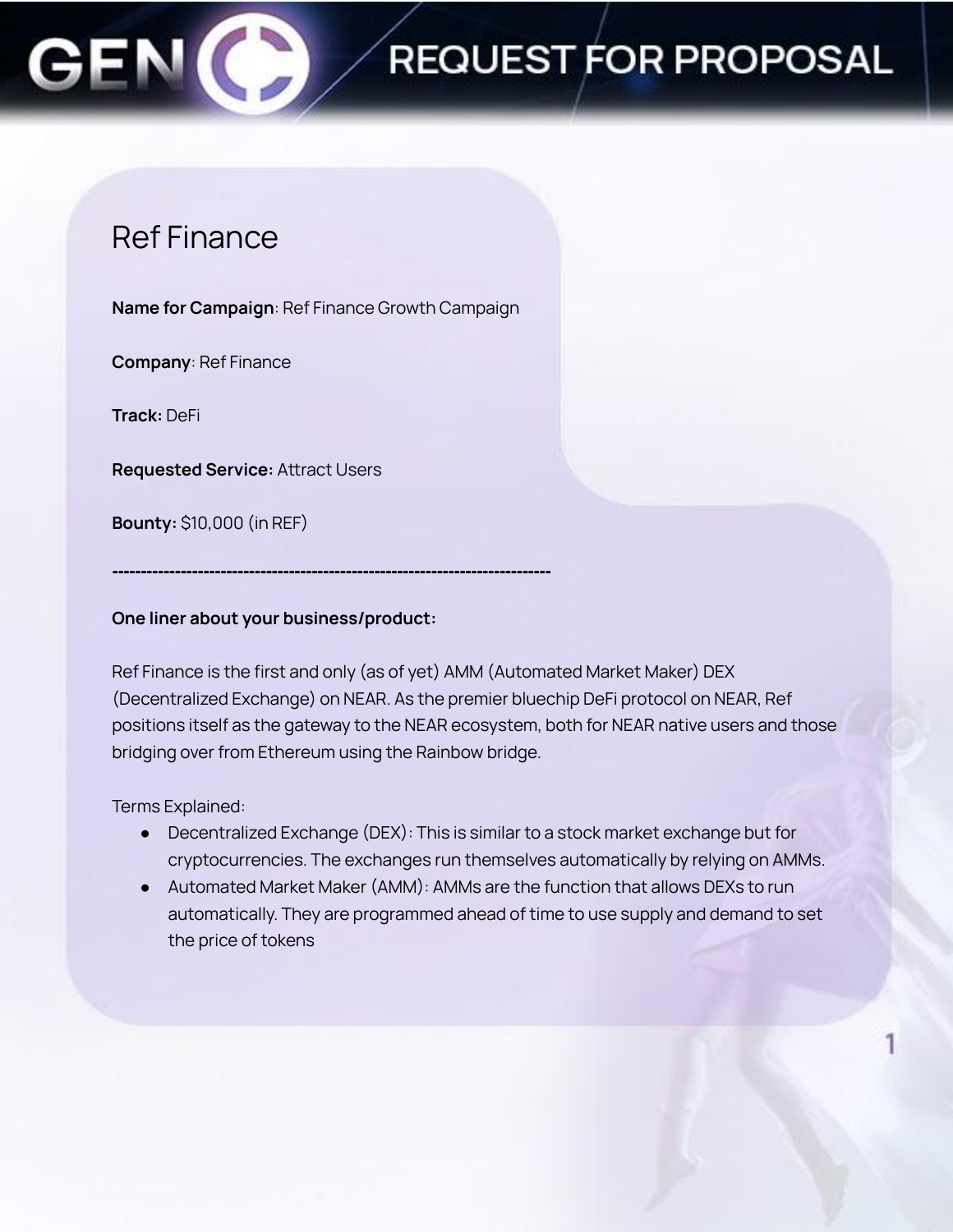# REQUEST FOR PROPOSAL

## Ref Finance

**Name for Campaign**: Ref Finance Growth Campaign

**Company**: Ref Finance

**Track:** DeFi

**Requested Service:** Attract Users

**Bounty:** $10,000 (in REF)

---

**One liner about your business/product:**

Ref Finance is the first and only (as of yet) AMM (Automated Market Maker) DEX (Decentralized Exchange) on NEAR. As the premier bluechip DeFi protocol on NEAR, Ref positions itself as the gateway to the NEAR ecosystem, both for NEAR native users and those bridging over from Ethereum using the Rainbow bridge.

Terms Explained:

- Decentralized Exchange (DEX): This is similar to a stock market exchange but for cryptocurrencies. The exchanges run themselves automatically by relying on AMMs.
- Automated Market Maker (AMM): AMMs are the function that allows DEXs to run automatically. They are programmed ahead of time to use supply and demand to set the price of tokens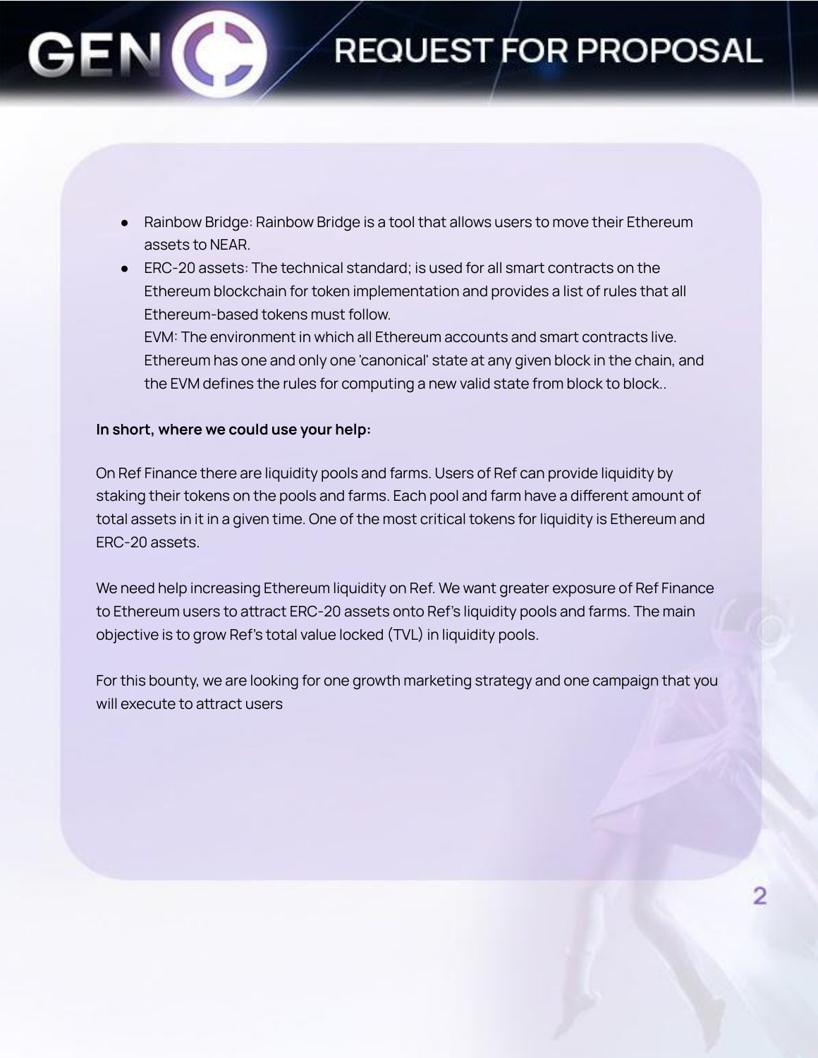- Rainbow Bridge: Rainbow Bridge is a tool that allows users to move their Ethereum assets to NEAR.
- ERC-20 assets: The technical standard; is used for all smart contracts on the Ethereum blockchain for token implementation and provides a list of rules that all Ethereum-based tokens must follow.
  EVM: The environment in which all Ethereum accounts and smart contracts live. Ethereum has one and only one 'canonical' state at any given block in the chain, and the EVM defines the rules for computing a new valid state from block to block..

**In short, where we could use your help:**

On Ref Finance there are liquidity pools and farms. Users of Ref can provide liquidity by staking their tokens on the pools and farms. Each pool and farm have a different amount of total assets in it in a given time. One of the most critical tokens for liquidity is Ethereum and ERC-20 assets.

We need help increasing Ethereum liquidity on Ref. We want greater exposure of Ref Finance to Ethereum users to attract ERC-20 assets onto Ref's liquidity pools and farms. The main objective is to grow Ref's total value locked (TVL) in liquidity pools.

For this bounty, we are looking for one growth marketing strategy and one campaign that you will execute to attract users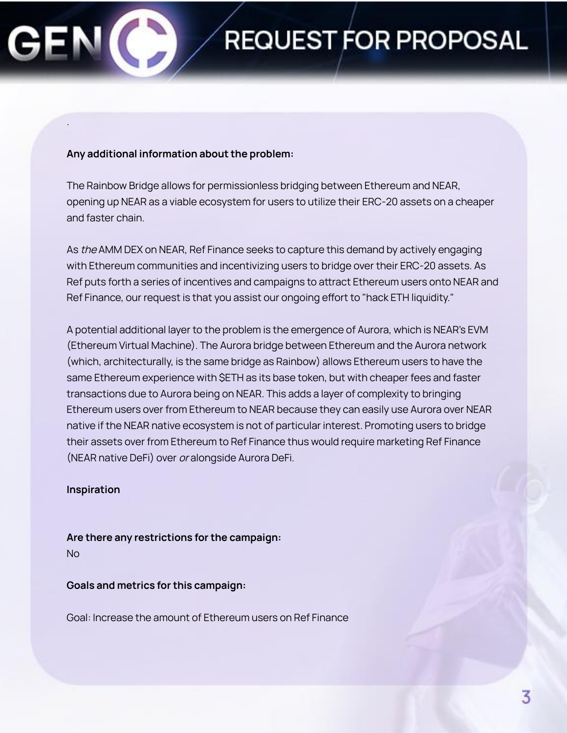.

**Any additional information about the problem:**

The Rainbow Bridge allows for permissionless bridging between Ethereum and NEAR, opening up NEAR as a viable ecosystem for users to utilize their ERC-20 assets on a cheaper and faster chain.

As *the* AMM DEX on NEAR, Ref Finance seeks to capture this demand by actively engaging with Ethereum communities and incentivizing users to bridge over their ERC-20 assets. As Ref puts forth a series of incentives and campaigns to attract Ethereum users onto NEAR and Ref Finance, our request is that you assist our ongoing effort to "hack ETH liquidity."

A potential additional layer to the problem is the emergence of Aurora, which is NEAR's EVM (Ethereum Virtual Machine). The Aurora bridge between Ethereum and the Aurora network (which, architecturally, is the same bridge as Rainbow) allows Ethereum users to have the same Ethereum experience with $ETH as its base token, but with cheaper fees and faster transactions due to Aurora being on NEAR. This adds a layer of complexity to bringing Ethereum users over from Ethereum to NEAR because they can easily use Aurora over NEAR native if the NEAR native ecosystem is not of particular interest. Promoting users to bridge their assets over from Ethereum to Ref Finance thus would require marketing Ref Finance (NEAR native DeFi) over *or* alongside Aurora DeFi.

**Inspiration**

**Are there any restrictions for the campaign:**
No

**Goals and metrics for this campaign:**

Goal: Increase the amount of Ethereum users on Ref Finance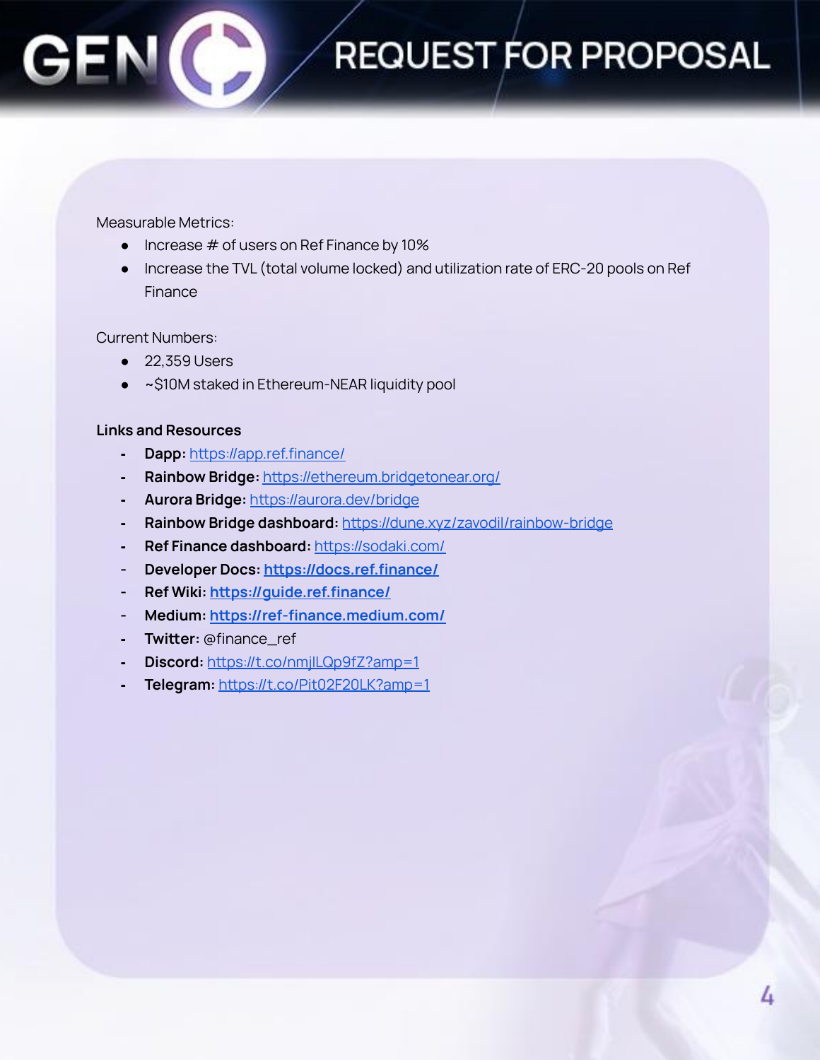Measurable Metrics:

- Increase # of users on Ref Finance by 10%
- Increase the TVL (total volume locked) and utilization rate of ERC-20 pools on Ref Finance

Current Numbers:

- 22,359 Users
- ~$10M staked in Ethereum-NEAR liquidity pool

**Links and Resources**

- **Dapp:** https://app.ref.finance/
- **Rainbow Bridge:** https://ethereum.bridgetonear.org/
- **Aurora Bridge:** https://aurora.dev/bridge
- **Rainbow Bridge dashboard:** https://dune.xyz/zavodil/rainbow-bridge
- **Ref Finance dashboard:** https://sodaki.com/
- **Developer Docs:** **https://docs.ref.finance/**
- **Ref Wiki:** **https://guide.ref.finance/**
- **Medium:** **https://ref-finance.medium.com/**
- **Twitter:** @finance_ref
- **Discord:** https://t.co/nmjlLQp9fZ?amp=1
- **Telegram:** https://t.co/Pit02F20LK?amp=1